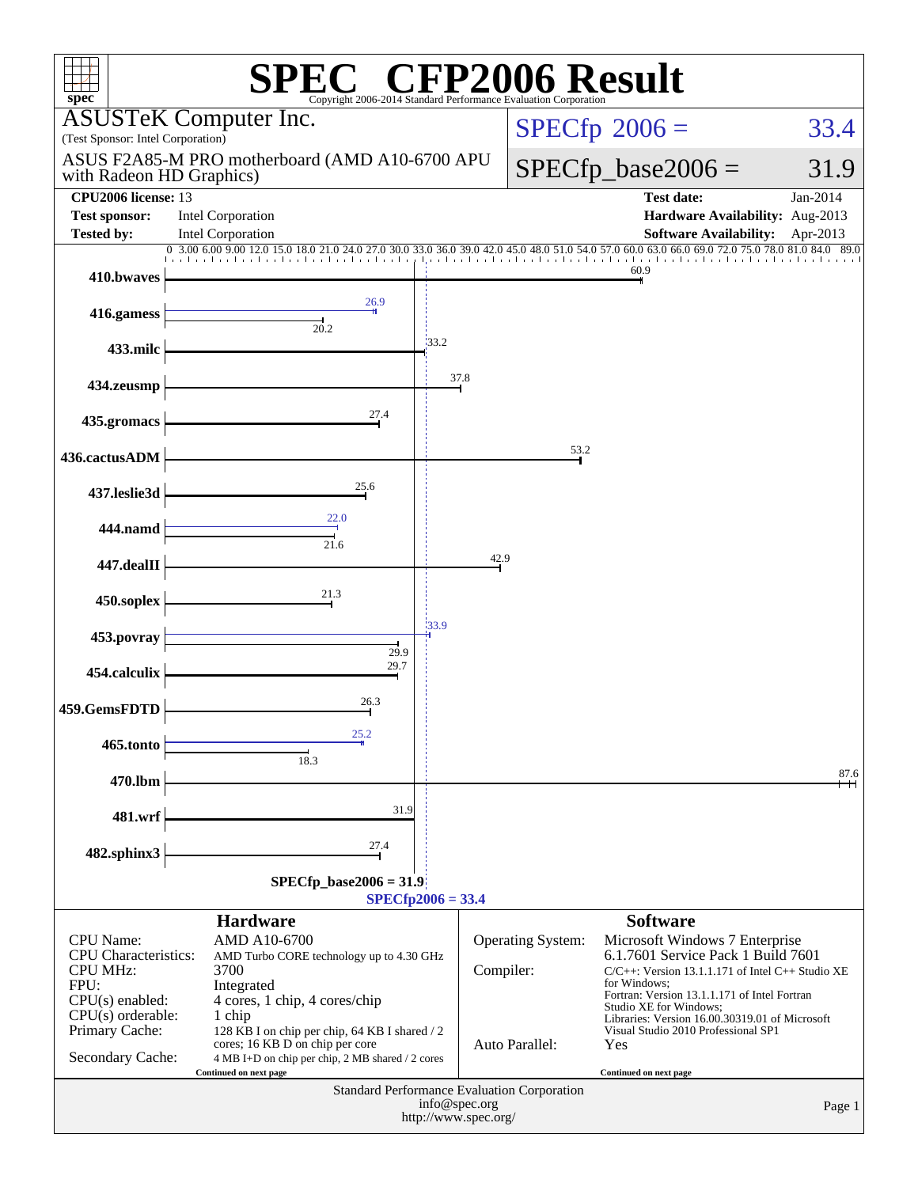# SPEC® CFP2006 Result

Copyright 2006-2014 Standard Performance Evaluation Corporation

**ASUSTeK Computer Inc.**
(Test Sponsor: Intel Corporation)

ASUS F2A85-M PRO motherboard (AMD A10-6700 APU with Radeon HD Graphics)

SPECfp 2006 = 33.4

SPECfp_base2006 = 31.9

| | | | |
|---|---|---|---|
| **CPU2006 license:** | 13 | **Test date:** | Jan-2014 |
| **Test sponsor:** | Intel Corporation | **Hardware Availability:** | Aug-2013 |
| **Tested by:** | Intel Corporation | **Software Availability:** | Apr-2013 |

| Benchmark | Peak | Base |
|---|---|---|
| 410.bwaves | | 60.9 |
| 416.gamess | 26.9 | 20.2 |
| 433.milc | | 33.2 |
| 434.zeusmp | | 37.8 |
| 435.gromacs | | 27.4 |
| 436.cactusADM | | 53.2 |
| 437.leslie3d | | 25.6 |
| 444.namd | 22.0 | 21.6 |
| 447.dealII | | 42.9 |
| 450.soplex | | 21.3 |
| 453.povray | 33.9 | 29.9 |
| 454.calculix | | 29.7 |
| 459.GemsFDTD | | 26.3 |
| 465.tonto | 25.2 | 18.3 |
| 470.lbm | | 87.6 |
| 481.wrf | | 31.9 |
| 482.sphinx3 | | 27.4 |

SPECfp_base2006 = 31.9
SPECfp2006 = 33.4

## Hardware

| | |
|---|---|
| CPU Name: | AMD A10-6700 |
| CPU Characteristics: | AMD Turbo CORE technology up to 4.30 GHz |
| CPU MHz: | 3700 |
| FPU: | Integrated |
| CPU(s) enabled: | 4 cores, 1 chip, 4 cores/chip |
| CPU(s) orderable: | 1 chip |
| Primary Cache: | 128 KB I on chip per chip, 64 KB I shared / 2 cores; 16 KB D on chip per core |
| Secondary Cache: | 4 MB I+D on chip per chip, 2 MB shared / 2 cores |

Continued on next page

## Software

| | |
|---|---|
| Operating System: | Microsoft Windows 7 Enterprise 6.1.7601 Service Pack 1 Build 7601 |
| Compiler: | C/C++: Version 13.1.1.171 of Intel C++ Studio XE for Windows; Fortran: Version 13.1.1.171 of Intel Fortran Studio XE for Windows; Libraries: Version 16.00.30319.01 of Microsoft Visual Studio 2010 Professional SP1 |
| Auto Parallel: | Yes |

Continued on next page

Standard Performance Evaluation Corporation
info@spec.org
http://www.spec.org/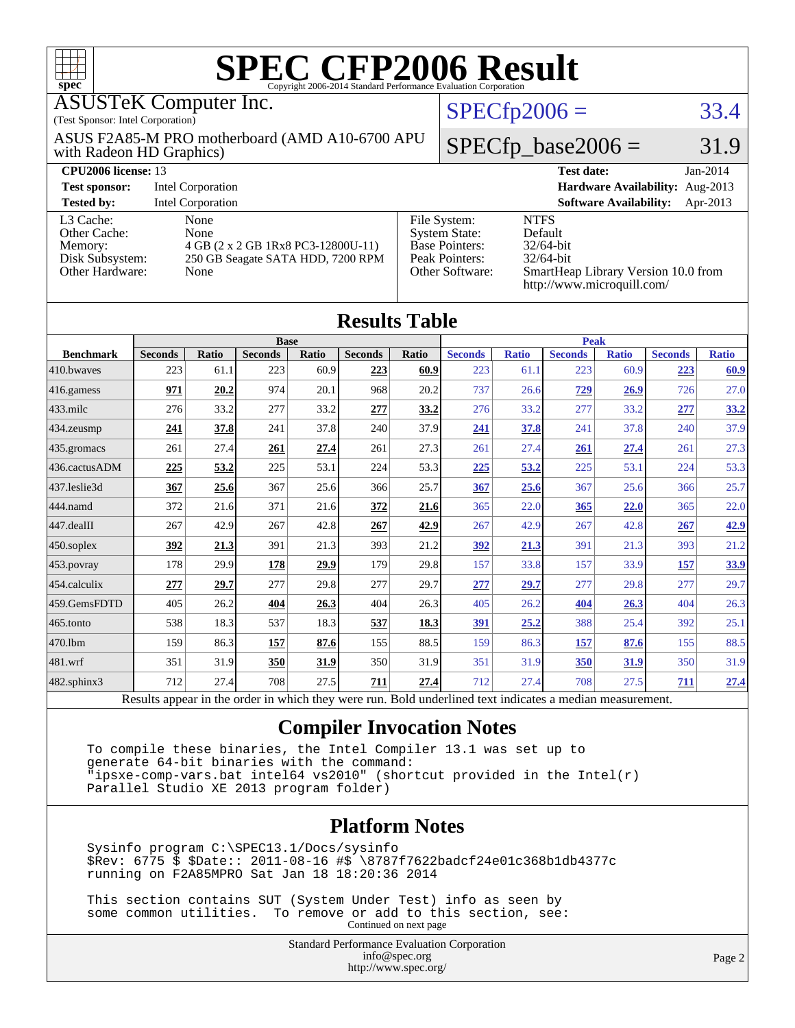# SPEC CFP2006 Result

Copyright 2006-2014 Standard Performance Evaluation Corporation

**ASUSTeK Computer Inc.**
(Test Sponsor: Intel Corporation)

ASUS F2A85-M PRO motherboard (AMD A10-6700 APU with Radeon HD Graphics)

SPECfp2006 = 33.4

SPECfp_base2006 = 31.9

| | | | |
|---|---|---|---|
| **CPU2006 license:** 13 | | **Test date:** | Jan-2014 |
| **Test sponsor:** | Intel Corporation | **Hardware Availability:** | Aug-2013 |
| **Tested by:** | Intel Corporation | **Software Availability:** | Apr-2013 |

| | | | |
|---|---|---|---|
| L3 Cache: | None | File System: | NTFS |
| Other Cache: | None | System State: | Default |
| Memory: | 4 GB (2 x 2 GB 1Rx8 PC3-12800U-11) | Base Pointers: | 32/64-bit |
| Disk Subsystem: | 250 GB Seagate SATA HDD, 7200 RPM | Peak Pointers: | 32/64-bit |
| Other Hardware: | None | Other Software: | SmartHeap Library Version 10.0 from http://www.microquill.com/ |

## Results Table

| | Base | | | | | | Peak | | | | | |
|---|---|---|---|---|---|---|---|---|---|---|---|---|
| **Benchmark** | **Seconds** | **Ratio** | **Seconds** | **Ratio** | **Seconds** | **Ratio** | **Seconds** | **Ratio** | **Seconds** | **Ratio** | **Seconds** | **Ratio** |
| 410.bwaves | 223 | 61.1 | 223 | 60.9 | **223** | **60.9** | 223 | 61.1 | 223 | 60.9 | **223** | **60.9** |
| 416.gamess | **971** | **20.2** | 974 | 20.1 | 968 | 20.2 | 737 | 26.6 | **729** | **26.9** | 726 | 27.0 |
| 433.milc | 276 | 33.2 | 277 | 33.2 | **277** | **33.2** | 276 | 33.2 | 277 | 33.2 | **277** | **33.2** |
| 434.zeusmp | **241** | **37.8** | 241 | 37.8 | 240 | 37.9 | **241** | **37.8** | 241 | 37.8 | 240 | 37.9 |
| 435.gromacs | 261 | 27.4 | **261** | **27.4** | 261 | 27.3 | 261 | 27.4 | **261** | **27.4** | 261 | 27.3 |
| 436.cactusADM | **225** | **53.2** | 225 | 53.1 | 224 | 53.3 | **225** | **53.2** | 225 | 53.1 | 224 | 53.3 |
| 437.leslie3d | **367** | **25.6** | 367 | 25.6 | 366 | 25.7 | **367** | **25.6** | 367 | 25.6 | 366 | 25.7 |
| 444.namd | 372 | 21.6 | 371 | 21.6 | **372** | **21.6** | 365 | 22.0 | **365** | **22.0** | 365 | 22.0 |
| 447.dealII | 267 | 42.9 | 267 | 42.8 | **267** | **42.9** | 267 | 42.9 | 267 | 42.8 | **267** | **42.9** |
| 450.soplex | **392** | **21.3** | 391 | 21.3 | 393 | 21.2 | **392** | **21.3** | 391 | 21.3 | 393 | 21.2 |
| 453.povray | 178 | 29.9 | **178** | **29.9** | 179 | 29.8 | 157 | 33.8 | 157 | 33.9 | **157** | **33.9** |
| 454.calculix | **277** | **29.7** | 277 | 29.8 | 277 | 29.7 | **277** | **29.7** | 277 | 29.8 | 277 | 29.7 |
| 459.GemsFDTD | 405 | 26.2 | **404** | **26.3** | 404 | 26.3 | 405 | 26.2 | **404** | **26.3** | 404 | 26.3 |
| 465.tonto | 538 | 18.3 | 537 | 18.3 | **537** | **18.3** | **391** | **25.2** | 388 | 25.4 | 392 | 25.1 |
| 470.lbm | 159 | 86.3 | **157** | **87.6** | 155 | 88.5 | 159 | 86.3 | **157** | **87.6** | 155 | 88.5 |
| 481.wrf | 351 | 31.9 | **350** | **31.9** | 350 | 31.9 | 351 | 31.9 | **350** | **31.9** | 350 | 31.9 |
| 482.sphinx3 | 712 | 27.4 | 708 | 27.5 | **711** | **27.4** | 712 | 27.4 | 708 | 27.5 | **711** | **27.4** |

Results appear in the order in which they were run. Bold underlined text indicates a median measurement.

## Compiler Invocation Notes

```
To compile these binaries, the Intel Compiler 13.1 was set up to
generate 64-bit binaries with the command:
"ipsxe-comp-vars.bat intel64 vs2010" (shortcut provided in the Intel(r)
Parallel Studio XE 2013 program folder)
```

## Platform Notes

```
Sysinfo program C:\SPEC13.1/Docs/sysinfo
$Rev: 6775 $ $Date:: 2011-08-16 #$ \8787f7622badcf24e01c368b1db4377c
running on F2A85MPRO Sat Jan 18 18:20:36 2014

This section contains SUT (System Under Test) info as seen by
some common utilities.  To remove or add to this section, see:
```

Continued on next page

Standard Performance Evaluation Corporation
info@spec.org
http://www.spec.org/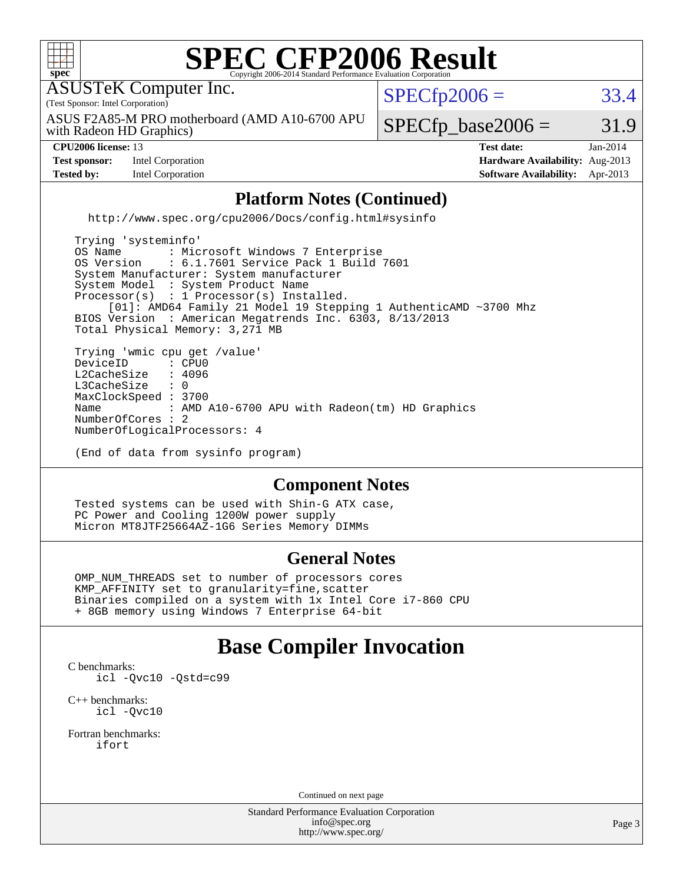# SPEC CFP2006 Result

Copyright 2006-2014 Standard Performance Evaluation Corporation

ASUSTeK Computer Inc.
(Test Sponsor: Intel Corporation)

ASUS F2A85-M PRO motherboard (AMD A10-6700 APU with Radeon HD Graphics)

SPECfp2006 = 33.4

SPECfp_base2006 = 31.9

| | | | |
|---|---|---|---|
| **CPU2006 license:** 13 | | **Test date:** | Jan-2014 |
| **Test sponsor:** | Intel Corporation | **Hardware Availability:** | Aug-2013 |
| **Tested by:** | Intel Corporation | **Software Availability:** | Apr-2013 |

## Platform Notes (Continued)

```
  http://www.spec.org/cpu2006/Docs/config.html#sysinfo

Trying 'systeminfo'
OS Name       : Microsoft Windows 7 Enterprise
OS Version    : 6.1.7601 Service Pack 1 Build 7601
System Manufacturer: System manufacturer
System Model  : System Product Name
Processor(s)  : 1 Processor(s) Installed.
     [01]: AMD64 Family 21 Model 19 Stepping 1 AuthenticAMD ~3700 Mhz
BIOS Version  : American Megatrends Inc. 6303, 8/13/2013
Total Physical Memory: 3,271 MB

Trying 'wmic cpu get /value'
DeviceID      : CPU0
L2CacheSize   : 4096
L3CacheSize   : 0
MaxClockSpeed : 3700
Name          : AMD A10-6700 APU with Radeon(tm) HD Graphics
NumberOfCores : 2
NumberOfLogicalProcessors: 4

(End of data from sysinfo program)
```

## Component Notes

```
Tested systems can be used with Shin-G ATX case,
PC Power and Cooling 1200W power supply
Micron MT8JTF25664AZ-1G6 Series Memory DIMMs
```

## General Notes

```
OMP_NUM_THREADS set to number of processors cores
KMP_AFFINITY set to granularity=fine,scatter
Binaries compiled on a system with 1x Intel Core i7-860 CPU
+ 8GB memory using Windows 7 Enterprise 64-bit
```

## Base Compiler Invocation

C benchmarks:
```
icl -Qvc10 -Qstd=c99
```

C++ benchmarks:
```
icl -Qvc10
```

Fortran benchmarks:
```
ifort
```

Continued on next page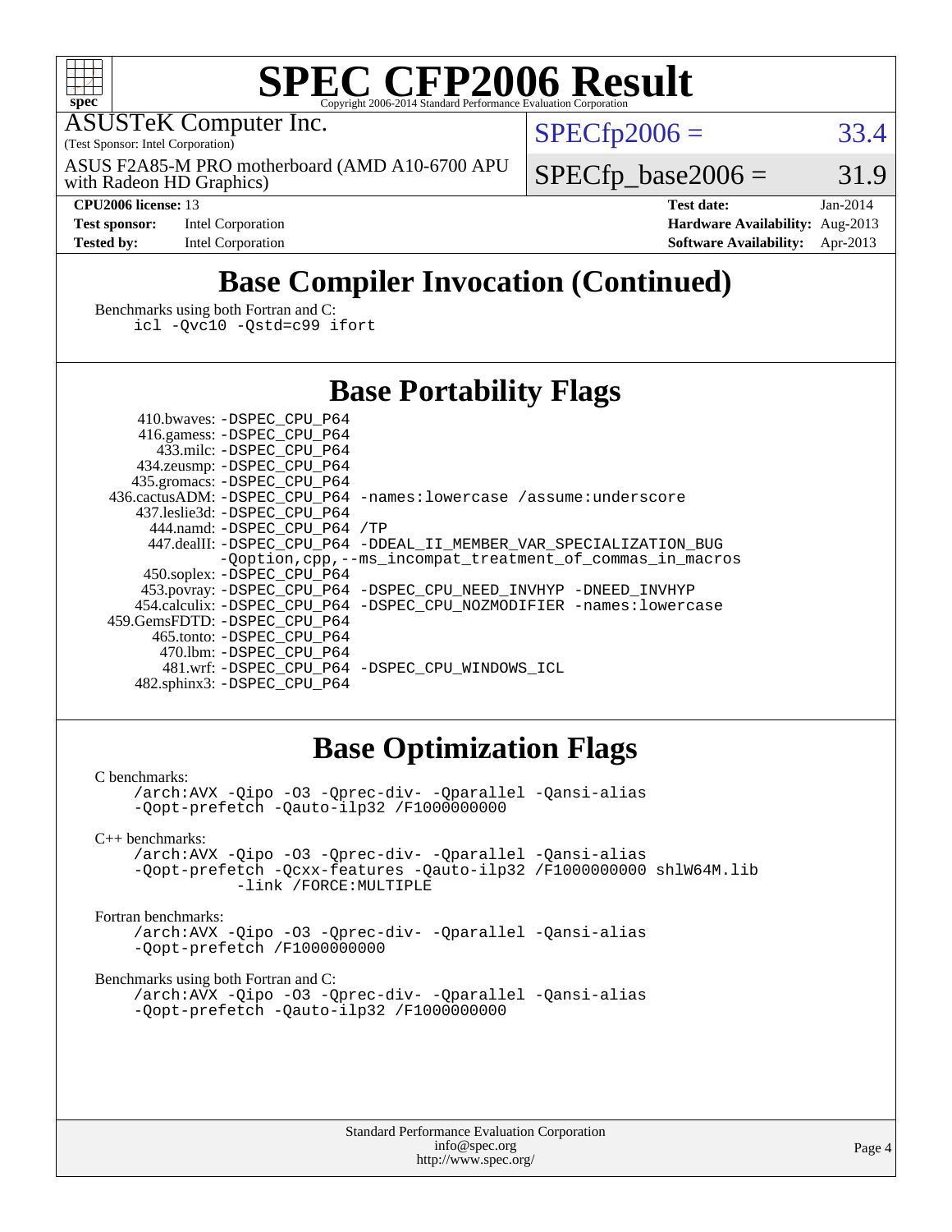# SPEC CFP2006 Result

Copyright 2006-2014 Standard Performance Evaluation Corporation

ASUSTeK Computer Inc.
(Test Sponsor: Intel Corporation)

ASUS F2A85-M PRO motherboard (AMD A10-6700 APU with Radeon HD Graphics)

SPECfp2006 = 33.4

SPECfp_base2006 = 31.9

| | | | |
|---|---|---|---|
| **CPU2006 license:** 13 | | **Test date:** | Jan-2014 |
| **Test sponsor:** | Intel Corporation | **Hardware Availability:** | Aug-2013 |
| **Tested by:** | Intel Corporation | **Software Availability:** | Apr-2013 |

## Base Compiler Invocation (Continued)

Benchmarks using both Fortran and C:

```
icl -Qvc10 -Qstd=c99 ifort
```

## Base Portability Flags

```
     410.bwaves: -DSPEC_CPU_P64
     416.gamess: -DSPEC_CPU_P64
       433.milc: -DSPEC_CPU_P64
     434.zeusmp: -DSPEC_CPU_P64
    435.gromacs: -DSPEC_CPU_P64
  436.cactusADM: -DSPEC_CPU_P64 -names:lowercase /assume:underscore
    437.leslie3d: -DSPEC_CPU_P64
      444.namd: -DSPEC_CPU_P64 /TP
     447.dealII: -DSPEC_CPU_P64 -DDEAL_II_MEMBER_VAR_SPECIALIZATION_BUG
                 -Qoption,cpp,--ms_incompat_treatment_of_commas_in_macros
     450.soplex: -DSPEC_CPU_P64
     453.povray: -DSPEC_CPU_P64 -DSPEC_CPU_NEED_INVHYP -DNEED_INVHYP
    454.calculix: -DSPEC_CPU_P64 -DSPEC_CPU_NOZMODIFIER -names:lowercase
  459.GemsFDTD: -DSPEC_CPU_P64
      465.tonto: -DSPEC_CPU_P64
        470.lbm: -DSPEC_CPU_P64
        481.wrf: -DSPEC_CPU_P64 -DSPEC_CPU_WINDOWS_ICL
    482.sphinx3: -DSPEC_CPU_P64
```

## Base Optimization Flags

C benchmarks:

```
/arch:AVX -Qipo -O3 -Qprec-div- -Qparallel -Qansi-alias
-Qopt-prefetch -Qauto-ilp32 /F1000000000
```

C++ benchmarks:

```
/arch:AVX -Qipo -O3 -Qprec-div- -Qparallel -Qansi-alias
-Qopt-prefetch -Qcxx-features -Qauto-ilp32 /F1000000000 shlW64M.lib
         -link /FORCE:MULTIPLE
```

Fortran benchmarks:

```
/arch:AVX -Qipo -O3 -Qprec-div- -Qparallel -Qansi-alias
-Qopt-prefetch /F1000000000
```

Benchmarks using both Fortran and C:

```
/arch:AVX -Qipo -O3 -Qprec-div- -Qparallel -Qansi-alias
-Qopt-prefetch -Qauto-ilp32 /F1000000000
```

Standard Performance Evaluation Corporation
info@spec.org
http://www.spec.org/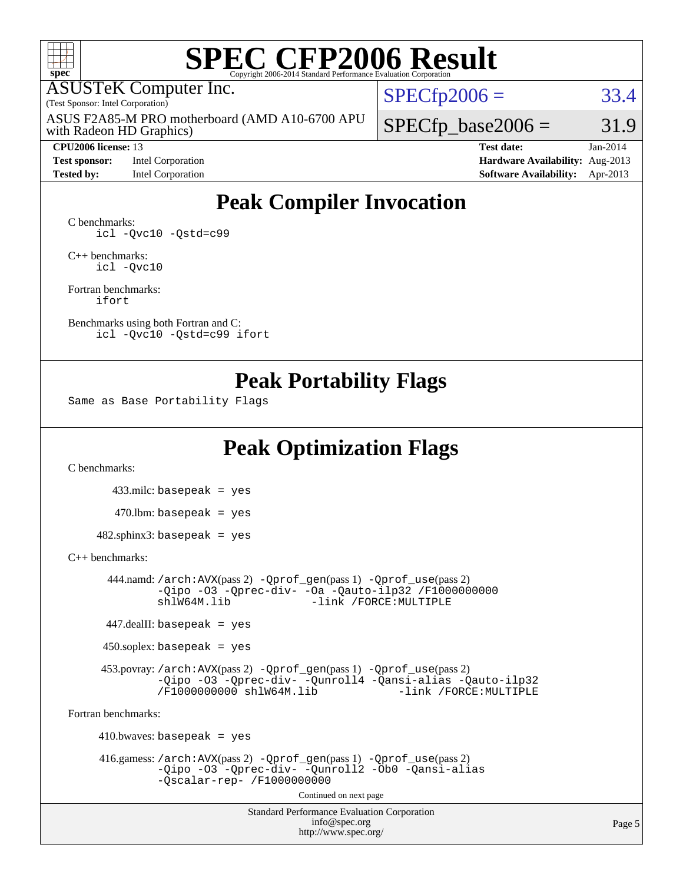# SPEC CFP2006 Result

Copyright 2006-2014 Standard Performance Evaluation Corporation

ASUSTeK Computer Inc.
(Test Sponsor: Intel Corporation)
ASUS F2A85-M PRO motherboard (AMD A10-6700 APU with Radeon HD Graphics)

SPECfp2006 = 33.4
SPECfp_base2006 = 31.9

| | | | |
|---|---|---|---|
| **CPU2006 license:** 13 | | **Test date:** | Jan-2014 |
| **Test sponsor:** | Intel Corporation | **Hardware Availability:** | Aug-2013 |
| **Tested by:** | Intel Corporation | **Software Availability:** | Apr-2013 |

## Peak Compiler Invocation

C benchmarks:
```
icl -Qvc10 -Qstd=c99
```

C++ benchmarks:
```
icl -Qvc10
```

Fortran benchmarks:
```
ifort
```

Benchmarks using both Fortran and C:
```
icl -Qvc10 -Qstd=c99 ifort
```

## Peak Portability Flags

Same as Base Portability Flags

## Peak Optimization Flags

C benchmarks:

433.milc: basepeak = yes

470.lbm: basepeak = yes

482.sphinx3: basepeak = yes

C++ benchmarks:

444.namd: /arch:AVX(pass 2) -Qprof_gen(pass 1) -Qprof_use(pass 2) -Qipo -O3 -Qprec-div- -Oa -Qauto-ilp32 /F1000000000 shlW64M.lib -link /FORCE:MULTIPLE

447.dealII: basepeak = yes

450.soplex: basepeak = yes

453.povray: /arch:AVX(pass 2) -Qprof_gen(pass 1) -Qprof_use(pass 2) -Qipo -O3 -Qprec-div- -Qunroll4 -Qansi-alias -Qauto-ilp32 /F1000000000 shlW64M.lib -link /FORCE:MULTIPLE

Fortran benchmarks:

410.bwaves: basepeak = yes

416.gamess: /arch:AVX(pass 2) -Qprof_gen(pass 1) -Qprof_use(pass 2) -Qipo -O3 -Qprec-div- -Qunroll2 -Ob0 -Qansi-alias -Qscalar-rep- /F1000000000

Continued on next page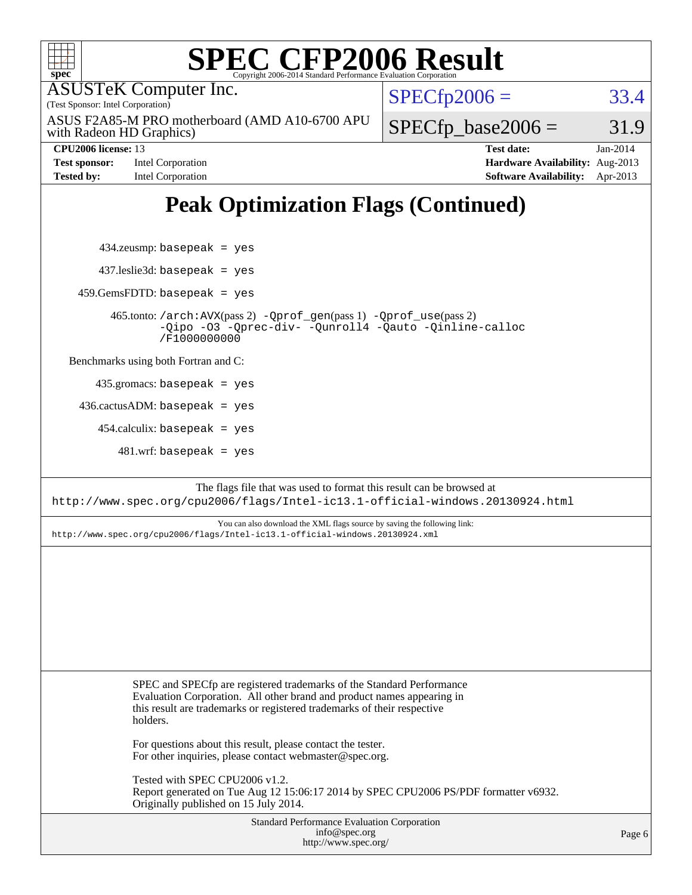# SPEC CFP2006 Result

Copyright 2006-2014 Standard Performance Evaluation Corporation

ASUSTeK Computer Inc.
(Test Sponsor: Intel Corporation)

ASUS F2A85-M PRO motherboard (AMD A10-6700 APU with Radeon HD Graphics)

SPECfp2006 = 33.4

SPECfp_base2006 = 31.9

**CPU2006 license:** 13
**Test sponsor:** Intel Corporation
**Tested by:** Intel Corporation

**Test date:** Jan-2014
**Hardware Availability:** Aug-2013
**Software Availability:** Apr-2013

## Peak Optimization Flags (Continued)

434.zeusmp: `basepeak = yes`

437.leslie3d: `basepeak = yes`

459.GemsFDTD: `basepeak = yes`

465.tonto: `/arch:AVX`(pass 2) `-Qprof_gen`(pass 1) `-Qprof_use`(pass 2) `-Qipo -O3 -Qprec-div- -Qunroll4 -Qauto -Qinline-calloc /F1000000000`

Benchmarks using both Fortran and C:

435.gromacs: `basepeak = yes`

436.cactusADM: `basepeak = yes`

454.calculix: `basepeak = yes`

481.wrf: `basepeak = yes`

The flags file that was used to format this result can be browsed at
http://www.spec.org/cpu2006/flags/Intel-ic13.1-official-windows.20130924.html

You can also download the XML flags source by saving the following link:
http://www.spec.org/cpu2006/flags/Intel-ic13.1-official-windows.20130924.xml

SPEC and SPECfp are registered trademarks of the Standard Performance Evaluation Corporation. All other brand and product names appearing in this result are trademarks or registered trademarks of their respective holders.

For questions about this result, please contact the tester.
For other inquiries, please contact webmaster@spec.org.

Tested with SPEC CPU2006 v1.2.
Report generated on Tue Aug 12 15:06:17 2014 by SPEC CPU2006 PS/PDF formatter v6932.
Originally published on 15 July 2014.

Standard Performance Evaluation Corporation
info@spec.org
http://www.spec.org/